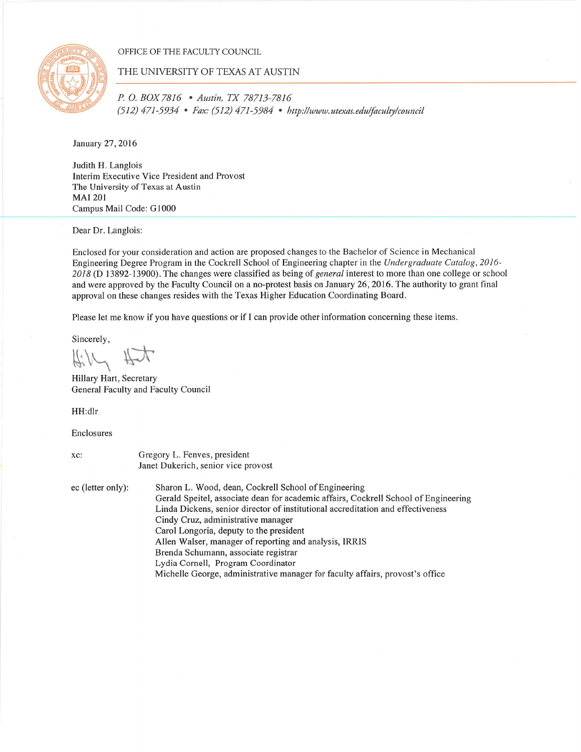OFFICE OF THE FACULTY COUNCIL

THE UNIVERSITY OF TEXAS AT AUSTIN

*P. O. BOX 7816 • Austin, TX 78713-7816*
*(512) 471-5934 • Fax: (512) 471-5984 • http://www.utexas.edu/faculty/council*

January 27, 2016

Judith H. Langlois
Interim Executive Vice President and Provost
The University of Texas at Austin
MAI 201
Campus Mail Code: G1000

Dear Dr. Langlois:

Enclosed for your consideration and action are proposed changes to the Bachelor of Science in Mechanical Engineering Degree Program in the Cockrell School of Engineering chapter in the *Undergraduate Catalog, 2016-2018* (D 13892-13900). The changes were classified as being of *general* interest to more than one college or school and were approved by the Faculty Council on a no-protest basis on January 26, 2016. The authority to grant final approval on these changes resides with the Texas Higher Education Coordinating Board.

Please let me know if you have questions or if I can provide other information concerning these items.

Sincerely,

Hillary Hart, Secretary
General Faculty and Faculty Council

HH:dlr

Enclosures

xc: Gregory L. Fenves, president
Janet Dukerich, senior vice provost

ec (letter only): Sharon L. Wood, dean, Cockrell School of Engineering
Gerald Speitel, associate dean for academic affairs, Cockrell School of Engineering
Linda Dickens, senior director of institutional accreditation and effectiveness
Cindy Cruz, administrative manager
Carol Longoria, deputy to the president
Allen Walser, manager of reporting and analysis, IRRIS
Brenda Schumann, associate registrar
Lydia Cornell, Program Coordinator
Michelle George, administrative manager for faculty affairs, provost's office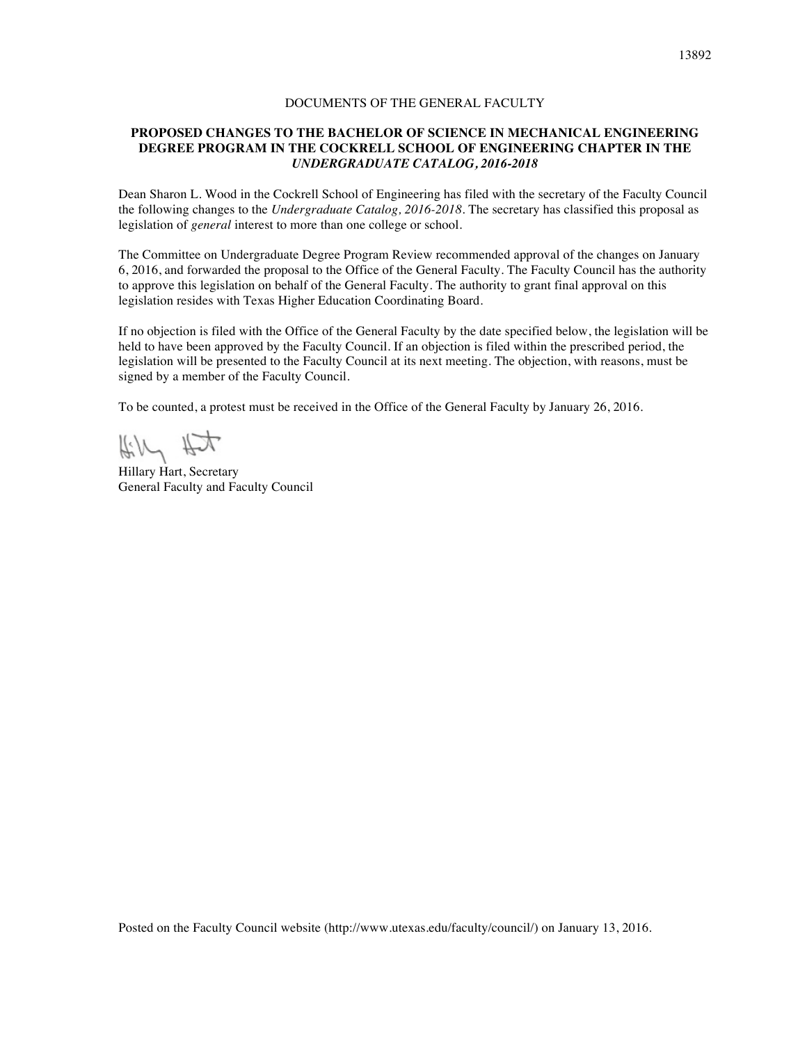DOCUMENTS OF THE GENERAL FACULTY

**PROPOSED CHANGES TO THE BACHELOR OF SCIENCE IN MECHANICAL ENGINEERING DEGREE PROGRAM IN THE COCKRELL SCHOOL OF ENGINEERING CHAPTER IN THE *UNDERGRADUATE CATALOG, 2016-2018***

Dean Sharon L. Wood in the Cockrell School of Engineering has filed with the secretary of the Faculty Council the following changes to the *Undergraduate Catalog, 2016-2018*. The secretary has classified this proposal as legislation of *general* interest to more than one college or school.

The Committee on Undergraduate Degree Program Review recommended approval of the changes on January 6, 2016, and forwarded the proposal to the Office of the General Faculty. The Faculty Council has the authority to approve this legislation on behalf of the General Faculty. The authority to grant final approval on this legislation resides with Texas Higher Education Coordinating Board.

If no objection is filed with the Office of the General Faculty by the date specified below, the legislation will be held to have been approved by the Faculty Council. If an objection is filed within the prescribed period, the legislation will be presented to the Faculty Council at its next meeting. The objection, with reasons, must be signed by a member of the Faculty Council.

To be counted, a protest must be received in the Office of the General Faculty by January 26, 2016.

Hillary Hart, Secretary
General Faculty and Faculty Council

Posted on the Faculty Council website (http://www.utexas.edu/faculty/council/) on January 13, 2016.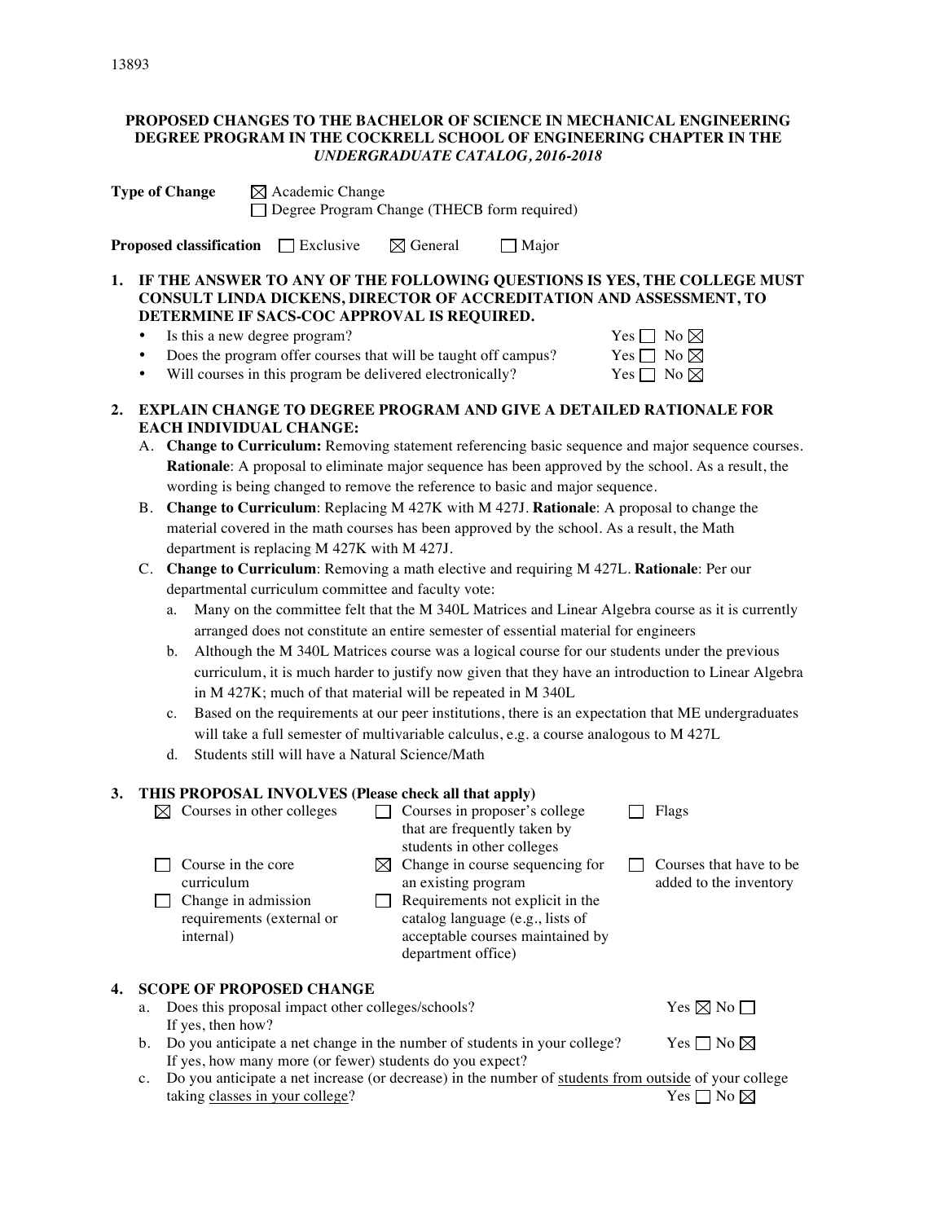13893

**PROPOSED CHANGES TO THE BACHELOR OF SCIENCE IN MECHANICAL ENGINEERING DEGREE PROGRAM IN THE COCKRELL SCHOOL OF ENGINEERING CHAPTER IN THE *UNDERGRADUATE CATALOG, 2016-2018***

**Type of Change** ☒ Academic Change
☐ Degree Program Change (THECB form required)

**Proposed classification** ☐ Exclusive ☒ General ☐ Major

1. **IF THE ANSWER TO ANY OF THE FOLLOWING QUESTIONS IS YES, THE COLLEGE MUST CONSULT LINDA DICKENS, DIRECTOR OF ACCREDITATION AND ASSESSMENT, TO DETERMINE IF SACS-COC APPROVAL IS REQUIRED.**
   - Is this a new degree program? Yes ☐ No ☒
   - Does the program offer courses that will be taught off campus? Yes ☐ No ☒
   - Will courses in this program be delivered electronically? Yes ☐ No ☒

2. **EXPLAIN CHANGE TO DEGREE PROGRAM AND GIVE A DETAILED RATIONALE FOR EACH INDIVIDUAL CHANGE:**
   A. **Change to Curriculum:** Removing statement referencing basic sequence and major sequence courses. **Rationale**: A proposal to eliminate major sequence has been approved by the school. As a result, the wording is being changed to remove the reference to basic and major sequence.
   B. **Change to Curriculum**: Replacing M 427K with M 427J. **Rationale**: A proposal to change the material covered in the math courses has been approved by the school. As a result, the Math department is replacing M 427K with M 427J.
   C. **Change to Curriculum**: Removing a math elective and requiring M 427L. **Rationale**: Per our departmental curriculum committee and faculty vote:
      a. Many on the committee felt that the M 340L Matrices and Linear Algebra course as it is currently arranged does not constitute an entire semester of essential material for engineers
      b. Although the M 340L Matrices course was a logical course for our students under the previous curriculum, it is much harder to justify now given that they have an introduction to Linear Algebra in M 427K; much of that material will be repeated in M 340L
      c. Based on the requirements at our peer institutions, there is an expectation that ME undergraduates will take a full semester of multivariable calculus, e.g. a course analogous to M 427L
      d. Students still will have a Natural Science/Math

3. **THIS PROPOSAL INVOLVES (Please check all that apply)**
   - ☒ Courses in other colleges
   - ☐ Courses in proposer's college that are frequently taken by students in other colleges
   - ☐ Flags
   - ☐ Course in the core curriculum
   - ☒ Change in course sequencing for an existing program
   - ☐ Courses that have to be added to the inventory
   - ☐ Change in admission requirements (external or internal)
   - ☐ Requirements not explicit in the catalog language (e.g., lists of acceptable courses maintained by department office)

4. **SCOPE OF PROPOSED CHANGE**
   a. Does this proposal impact other colleges/schools? Yes ☒ No ☐
   If yes, then how?
   b. Do you anticipate a net change in the number of students in your college? Yes ☐ No ☒
   If yes, how many more (or fewer) students do you expect?
   c. Do you anticipate a net increase (or decrease) in the number of students from outside of your college taking classes in your college? Yes ☐ No ☒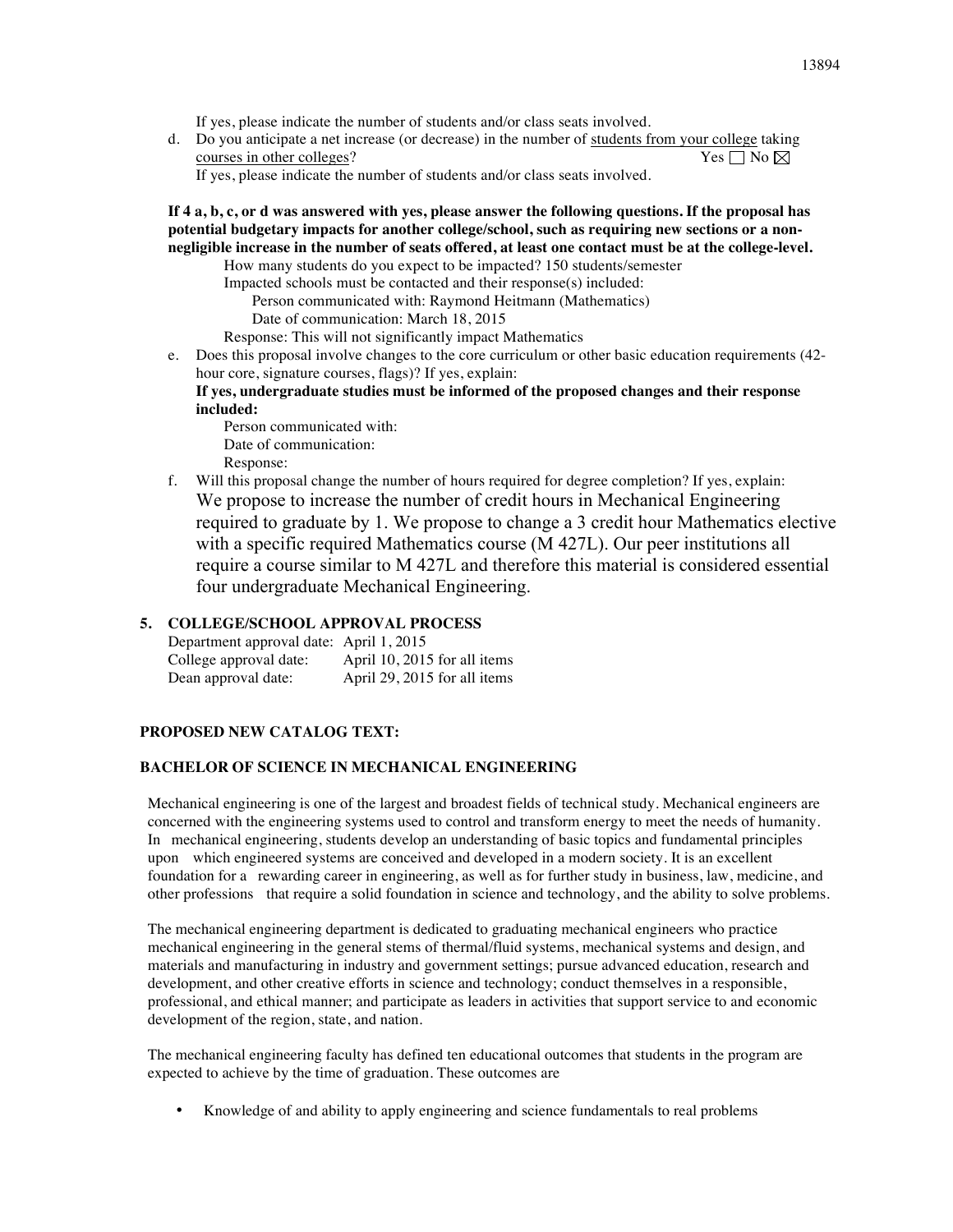If yes, please indicate the number of students and/or class seats involved.

d. Do you anticipate a net increase (or decrease) in the number of students from your college taking courses in other colleges? Yes ☐ No ☒

   If yes, please indicate the number of students and/or class seats involved.

**If 4 a, b, c, or d was answered with yes, please answer the following questions. If the proposal has potential budgetary impacts for another college/school, such as requiring new sections or a non-negligible increase in the number of seats offered, at least one contact must be at the college-level.**

How many students do you expect to be impacted? 150 students/semester

Impacted schools must be contacted and their response(s) included:

Person communicated with: Raymond Heitmann (Mathematics)

Date of communication: March 18, 2015

Response: This will not significantly impact Mathematics

e. Does this proposal involve changes to the core curriculum or other basic education requirements (42-hour core, signature courses, flags)? If yes, explain:

   **If yes, undergraduate studies must be informed of the proposed changes and their response included:**

   Person communicated with:

   Date of communication:

   Response:

f. Will this proposal change the number of hours required for degree completion? If yes, explain:

   We propose to increase the number of credit hours in Mechanical Engineering required to graduate by 1. We propose to change a 3 credit hour Mathematics elective with a specific required Mathematics course (M 427L). Our peer institutions all require a course similar to M 427L and therefore this material is considered essential four undergraduate Mechanical Engineering.

**5. COLLEGE/SCHOOL APPROVAL PROCESS**

Department approval date: April 1, 2015

College approval date: April 10, 2015 for all items

Dean approval date: April 29, 2015 for all items

**PROPOSED NEW CATALOG TEXT:**

**BACHELOR OF SCIENCE IN MECHANICAL ENGINEERING**

Mechanical engineering is one of the largest and broadest fields of technical study. Mechanical engineers are concerned with the engineering systems used to control and transform energy to meet the needs of humanity. In mechanical engineering, students develop an understanding of basic topics and fundamental principles upon which engineered systems are conceived and developed in a modern society. It is an excellent foundation for a rewarding career in engineering, as well as for further study in business, law, medicine, and other professions that require a solid foundation in science and technology, and the ability to solve problems.

The mechanical engineering department is dedicated to graduating mechanical engineers who practice mechanical engineering in the general stems of thermal/fluid systems, mechanical systems and design, and materials and manufacturing in industry and government settings; pursue advanced education, research and development, and other creative efforts in science and technology; conduct themselves in a responsible, professional, and ethical manner; and participate as leaders in activities that support service to and economic development of the region, state, and nation.

The mechanical engineering faculty has defined ten educational outcomes that students in the program are expected to achieve by the time of graduation. These outcomes are

- Knowledge of and ability to apply engineering and science fundamentals to real problems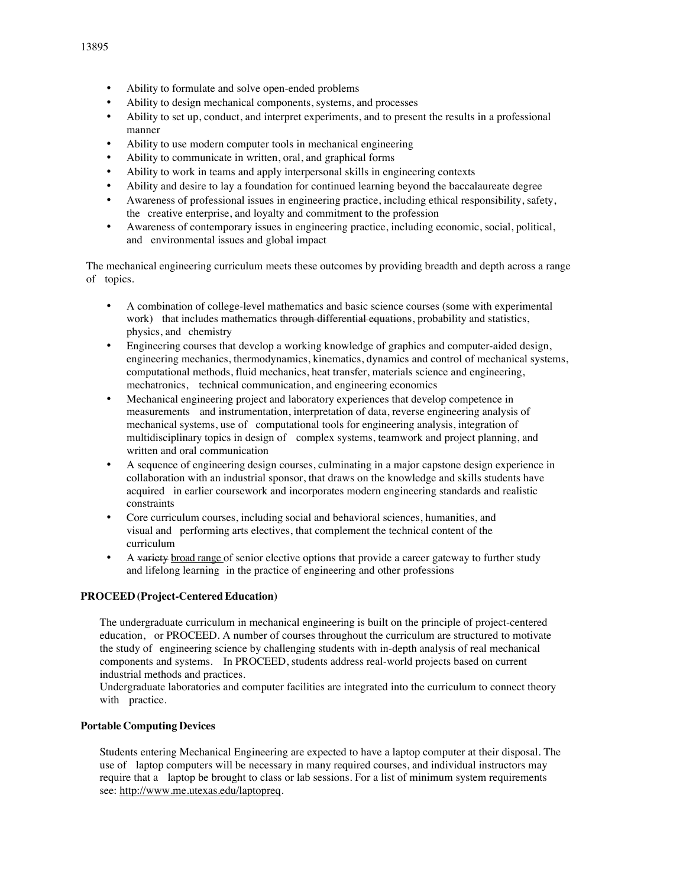13895

- Ability to formulate and solve open-ended problems
- Ability to design mechanical components, systems, and processes
- Ability to set up, conduct, and interpret experiments, and to present the results in a professional manner
- Ability to use modern computer tools in mechanical engineering
- Ability to communicate in written, oral, and graphical forms
- Ability to work in teams and apply interpersonal skills in engineering contexts
- Ability and desire to lay a foundation for continued learning beyond the baccalaureate degree
- Awareness of professional issues in engineering practice, including ethical responsibility, safety, the creative enterprise, and loyalty and commitment to the profession
- Awareness of contemporary issues in engineering practice, including economic, social, political, and environmental issues and global impact

The mechanical engineering curriculum meets these outcomes by providing breadth and depth across a range of topics.

- A combination of college-level mathematics and basic science courses (some with experimental work) that includes mathematics ~~through differential equations~~, probability and statistics, physics, and chemistry
- Engineering courses that develop a working knowledge of graphics and computer-aided design, engineering mechanics, thermodynamics, kinematics, dynamics and control of mechanical systems, computational methods, fluid mechanics, heat transfer, materials science and engineering, mechatronics, technical communication, and engineering economics
- Mechanical engineering project and laboratory experiences that develop competence in measurements and instrumentation, interpretation of data, reverse engineering analysis of mechanical systems, use of computational tools for engineering analysis, integration of multidisciplinary topics in design of complex systems, teamwork and project planning, and written and oral communication
- A sequence of engineering design courses, culminating in a major capstone design experience in collaboration with an industrial sponsor, that draws on the knowledge and skills students have acquired in earlier coursework and incorporates modern engineering standards and realistic constraints
- Core curriculum courses, including social and behavioral sciences, humanities, and visual and performing arts electives, that complement the technical content of the curriculum
- A ~~variety~~ <u>broad range</u> of senior elective options that provide a career gateway to further study and lifelong learning in the practice of engineering and other professions

**PROCEED (Project-Centered Education)**

The undergraduate curriculum in mechanical engineering is built on the principle of project-centered education, or PROCEED. A number of courses throughout the curriculum are structured to motivate the study of engineering science by challenging students with in-depth analysis of real mechanical components and systems. In PROCEED, students address real-world projects based on current industrial methods and practices.
Undergraduate laboratories and computer facilities are integrated into the curriculum to connect theory with practice.

**Portable Computing Devices**

Students entering Mechanical Engineering are expected to have a laptop computer at their disposal. The use of laptop computers will be necessary in many required courses, and individual instructors may require that a laptop be brought to class or lab sessions. For a list of minimum system requirements see: http://www.me.utexas.edu/laptopreq.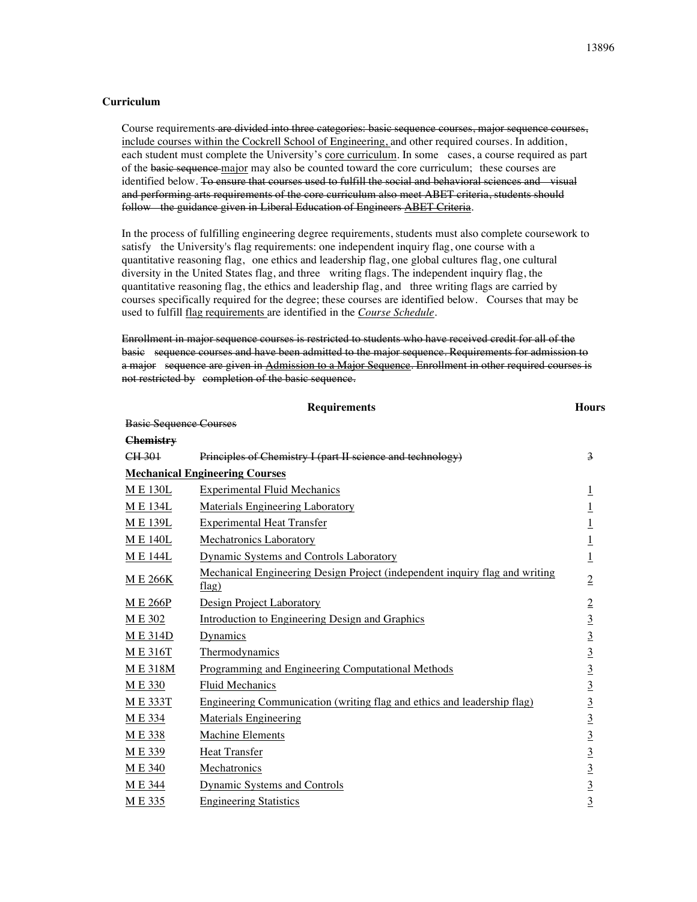**Curriculum**

Course requirements ~~are divided into three categories: basic sequence courses, major sequence courses,~~ include courses within the Cockrell School of Engineering, and other required courses. In addition, each student must complete the University's core curriculum. In some cases, a course required as part of the ~~basic sequence~~ major may also be counted toward the core curriculum; these courses are identified below. ~~To ensure that courses used to fulfill the social and behavioral sciences and visual and performing arts requirements of the core curriculum also meet ABET criteria, students should follow the guidance given in Liberal Education of Engineers ABET Criteria~~.

In the process of fulfilling engineering degree requirements, students must also complete coursework to satisfy the University's flag requirements: one independent inquiry flag, one course with a quantitative reasoning flag, one ethics and leadership flag, one global cultures flag, one cultural diversity in the United States flag, and three writing flags. The independent inquiry flag, the quantitative reasoning flag, the ethics and leadership flag, and three writing flags are carried by courses specifically required for the degree; these courses are identified below. Courses that may be used to fulfill flag requirements are identified in the *Course Schedule*.

~~Enrollment in major sequence courses is restricted to students who have received credit for all of the basic sequence courses and have been admitted to the major sequence. Requirements for admission to a major sequence are given in Admission to a Major Sequence. Enrollment in other required courses is not restricted by completion of the basic sequence.~~

| | Requirements | Hours |
|---|---|---|
| ~~Basic Sequence Courses~~ | | |
| ~~**Chemistry**~~ | | |
| ~~CH 301~~ | ~~Principles of Chemistry I (part II science and technology)~~ | ~~3~~ |
| **Mechanical Engineering Courses** | | |
| M E 130L | Experimental Fluid Mechanics | 1 |
| M E 134L | Materials Engineering Laboratory | 1 |
| M E 139L | Experimental Heat Transfer | 1 |
| M E 140L | Mechatronics Laboratory | 1 |
| M E 144L | Dynamic Systems and Controls Laboratory | 1 |
| M E 266K | Mechanical Engineering Design Project (independent inquiry flag and writing flag) | 2 |
| M E 266P | Design Project Laboratory | 2 |
| M E 302 | Introduction to Engineering Design and Graphics | 3 |
| M E 314D | Dynamics | 3 |
| M E 316T | Thermodynamics | 3 |
| M E 318M | Programming and Engineering Computational Methods | 3 |
| M E 330 | Fluid Mechanics | 3 |
| M E 333T | Engineering Communication (writing flag and ethics and leadership flag) | 3 |
| M E 334 | Materials Engineering | 3 |
| M E 338 | Machine Elements | 3 |
| M E 339 | Heat Transfer | 3 |
| M E 340 | Mechatronics | 3 |
| M E 344 | Dynamic Systems and Controls | 3 |
| M E 335 | Engineering Statistics | 3 |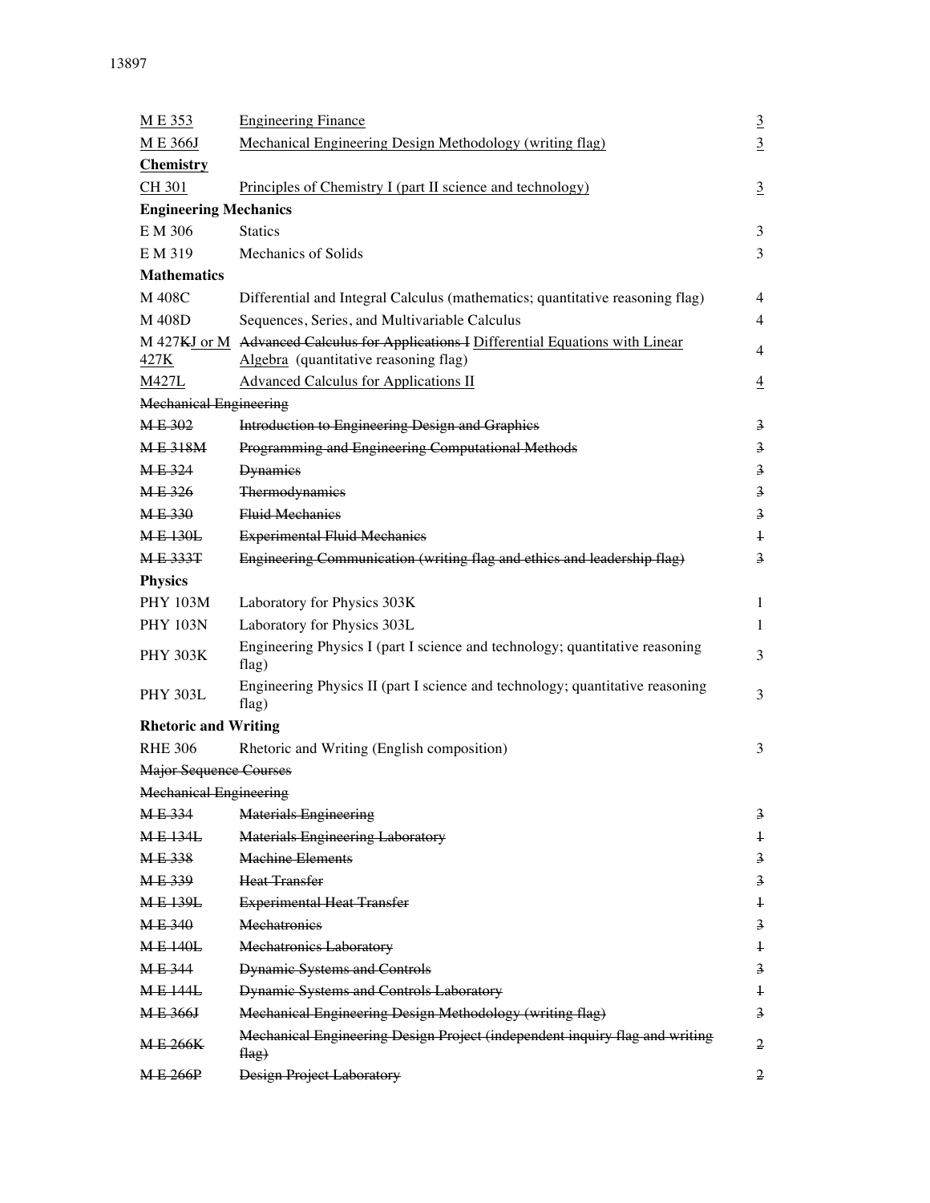| | | |
|---|---|---|
| <u>M E 353</u> | <u>Engineering Finance</u> | <u>3</u> |
| <u>M E 366J</u> | <u>Mechanical Engineering Design Methodology (writing flag)</u> | <u>3</u> |
| <u>**Chemistry**</u> | | |
| <u>CH 301</u> | <u>Principles of Chemistry I (part II science and technology)</u> | <u>3</u> |
| **Engineering Mechanics** | | |
| E M 306 | Statics | 3 |
| E M 319 | Mechanics of Solids | 3 |
| **Mathematics** | | |
| M 408C | Differential and Integral Calculus (mathematics; quantitative reasoning flag) | 4 |
| M 408D | Sequences, Series, and Multivariable Calculus | 4 |
| M 427~~K~~<u>J or M 427K</u> | ~~Advanced Calculus for Applications I~~ <u>Differential Equations with Linear Algebra</u> (quantitative reasoning flag) | 4 |
| <u>M427L</u> | <u>Advanced Calculus for Applications II</u> | <u>4</u> |
| ~~Mechanical Engineering~~ | | |
| ~~M E 302~~ | ~~Introduction to Engineering Design and Graphics~~ | ~~3~~ |
| ~~M E 318M~~ | ~~Programming and Engineering Computational Methods~~ | ~~3~~ |
| ~~M E 324~~ | ~~Dynamics~~ | ~~3~~ |
| ~~M E 326~~ | ~~Thermodynamics~~ | ~~3~~ |
| ~~M E 330~~ | ~~Fluid Mechanics~~ | ~~3~~ |
| ~~M E 130L~~ | ~~Experimental Fluid Mechanics~~ | ~~1~~ |
| ~~M E 333T~~ | ~~Engineering Communication (writing flag and ethics and leadership flag)~~ | ~~3~~ |
| **Physics** | | |
| PHY 103M | Laboratory for Physics 303K | 1 |
| PHY 103N | Laboratory for Physics 303L | 1 |
| PHY 303K | Engineering Physics I (part I science and technology; quantitative reasoning flag) | 3 |
| PHY 303L | Engineering Physics II (part I science and technology; quantitative reasoning flag) | 3 |
| **Rhetoric and Writing** | | |
| RHE 306 | Rhetoric and Writing (English composition) | 3 |
| ~~Major Sequence Courses~~ | | |
| ~~Mechanical Engineering~~ | | |
| ~~M E 334~~ | ~~Materials Engineering~~ | ~~3~~ |
| ~~M E 134L~~ | ~~Materials Engineering Laboratory~~ | ~~1~~ |
| ~~M E 338~~ | ~~Machine Elements~~ | ~~3~~ |
| ~~M E 339~~ | ~~Heat Transfer~~ | ~~3~~ |
| ~~M E 139L~~ | ~~Experimental Heat Transfer~~ | ~~1~~ |
| ~~M E 340~~ | ~~Mechatronics~~ | ~~3~~ |
| ~~M E 140L~~ | ~~Mechatronics Laboratory~~ | ~~1~~ |
| ~~M E 344~~ | ~~Dynamic Systems and Controls~~ | ~~3~~ |
| ~~M E 144L~~ | ~~Dynamic Systems and Controls Laboratory~~ | ~~1~~ |
| ~~M E 366J~~ | ~~Mechanical Engineering Design Methodology (writing flag)~~ | ~~3~~ |
| ~~M E 266K~~ | ~~Mechanical Engineering Design Project (independent inquiry flag and writing flag)~~ | ~~2~~ |
| ~~M E 266P~~ | ~~Design Project Laboratory~~ | ~~2~~ |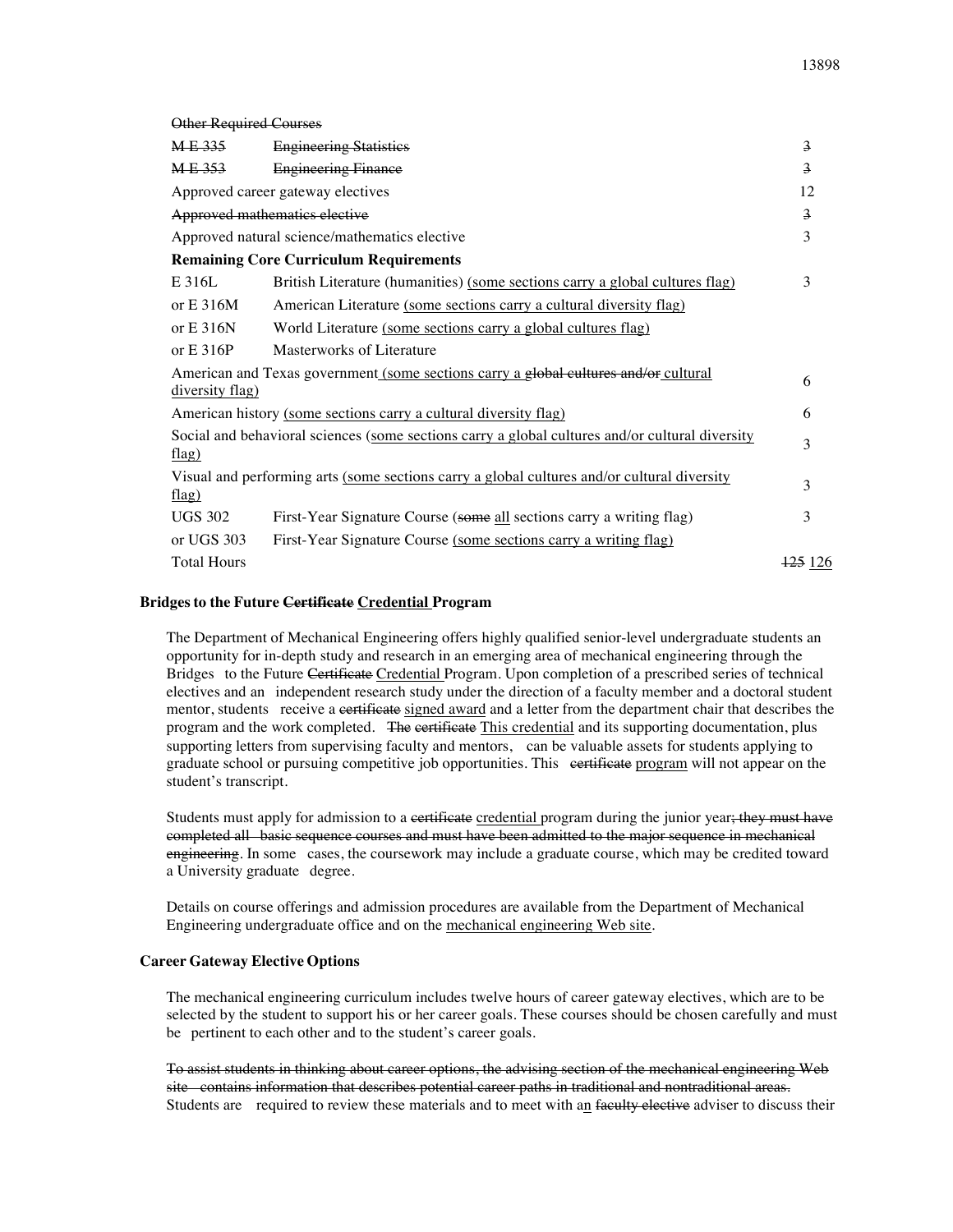| | | |
|---|---|---|
| ~~Other Required Courses~~ | | |
| ~~M E 335~~ | ~~Engineering Statistics~~ | ~~3~~ |
| ~~M E 353~~ | ~~Engineering Finance~~ | ~~3~~ |
| Approved career gateway electives | | 12 |
| ~~Approved mathematics elective~~ | | ~~3~~ |
| Approved natural science/mathematics elective | | 3 |
| **Remaining Core Curriculum Requirements** | | |
| E 316L | British Literature (humanities) <u>(some sections carry a global cultures flag)</u> | 3 |
| or E 316M | American Literature <u>(some sections carry a cultural diversity flag)</u> | |
| or E 316N | World Literature <u>(some sections carry a global cultures flag)</u> | |
| or E 316P | Masterworks of Literature | |
| American and Texas government <u>(some sections carry a</u> ~~global cultures and/or~~ <u>cultural diversity flag)</u> | | 6 |
| American history <u>(some sections carry a cultural diversity flag)</u> | | 6 |
| Social and behavioral sciences (<u>some sections carry a global cultures and/or cultural diversity flag)</u> | | 3 |
| Visual and performing arts <u>(some sections carry a global cultures and/or cultural diversity flag)</u> | | 3 |
| UGS 302 | First-Year Signature Course (~~some~~ <u>all</u> sections carry a writing flag) | 3 |
| or UGS 303 | First-Year Signature Course <u>(some sections carry a writing flag)</u> | |
| Total Hours | | ~~125~~ <u>126</u> |

**Bridges to the Future ~~Certificate~~ <u>Credential</u> Program**

The Department of Mechanical Engineering offers highly qualified senior-level undergraduate students an opportunity for in-depth study and research in an emerging area of mechanical engineering through the Bridges to the Future ~~Certificate~~ <u>Credential</u> Program. Upon completion of a prescribed series of technical electives and an independent research study under the direction of a faculty member and a doctoral student mentor, students receive a ~~certificate~~ <u>signed award</u> and a letter from the department chair that describes the program and the work completed. ~~The certificate~~ <u>This credential</u> and its supporting documentation, plus supporting letters from supervising faculty and mentors, can be valuable assets for students applying to graduate school or pursuing competitive job opportunities. This ~~certificate~~ <u>program</u> will not appear on the student's transcript.

Students must apply for admission to a ~~certificate~~ <u>credential</u> program during the junior year~~; they must have completed all basic sequence courses and must have been admitted to the major sequence in mechanical engineering~~. In some cases, the coursework may include a graduate course, which may be credited toward a University graduate degree.

Details on course offerings and admission procedures are available from the Department of Mechanical Engineering undergraduate office and on the <u>mechanical engineering Web site</u>.

**Career Gateway Elective Options**

The mechanical engineering curriculum includes twelve hours of career gateway electives, which are to be selected by the student to support his or her career goals. These courses should be chosen carefully and must be pertinent to each other and to the student's career goals.

~~To assist students in thinking about career options, the advising section of the mechanical engineering Web site contains information that describes potential career paths in traditional and nontraditional areas.~~ Students are required to review these materials and to meet with a<u>n</u> ~~faculty elective~~ adviser to discuss their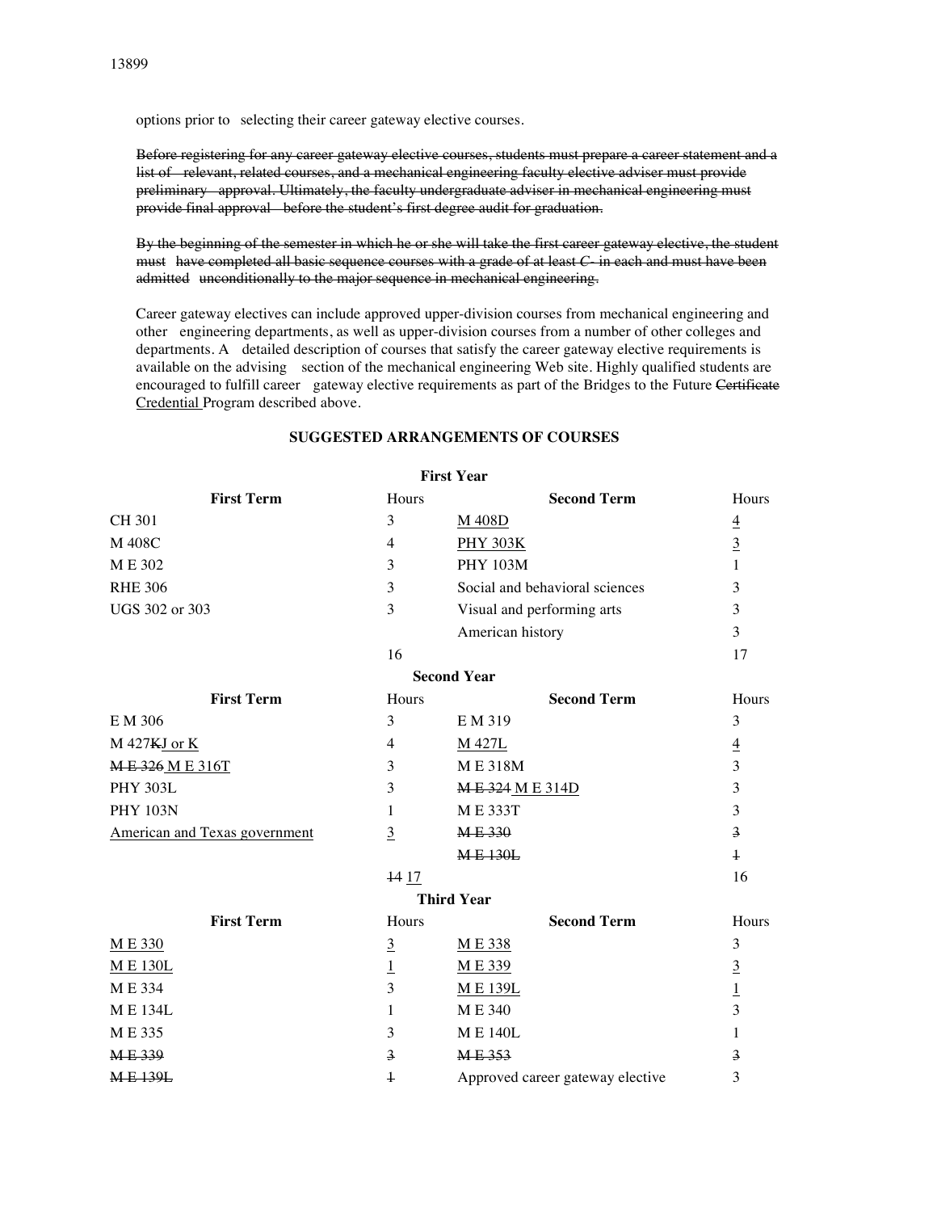options prior to selecting their career gateway elective courses.

~~Before registering for any career gateway elective courses, students must prepare a career statement and a list of relevant, related courses, and a mechanical engineering faculty elective adviser must provide preliminary approval. Ultimately, the faculty undergraduate adviser in mechanical engineering must provide final approval before the student's first degree audit for graduation.~~

~~By the beginning of the semester in which he or she will take the first career gateway elective, the student must have completed all basic sequence courses with a grade of at least *C-* in each and must have been admitted unconditionally to the major sequence in mechanical engineering.~~

Career gateway electives can include approved upper-division courses from mechanical engineering and other engineering departments, as well as upper-division courses from a number of other colleges and departments. A detailed description of courses that satisfy the career gateway elective requirements is available on the advising section of the mechanical engineering Web site. Highly qualified students are encouraged to fulfill career gateway elective requirements as part of the Bridges to the Future ~~Certificate~~ <u>Credential</u> Program described above.

### SUGGESTED ARRANGEMENTS OF COURSES

| | | | |
|---|---|---|---|
| | **First Year** | | |
| **First Term** | Hours | **Second Term** | Hours |
| CH 301 | 3 | <u>M 408D</u> | <u>4</u> |
| M 408C | 4 | <u>PHY 303K</u> | <u>3</u> |
| M E 302 | 3 | PHY 103M | 1 |
| RHE 306 | 3 | Social and behavioral sciences | 3 |
| UGS 302 or 303 | 3 | Visual and performing arts | 3 |
| | | American history | 3 |
| | 16 | | 17 |
| | **Second Year** | | |
| **First Term** | Hours | **Second Term** | Hours |
| E M 306 | 3 | E M 319 | 3 |
| M 427~~K~~<u>J or K</u> | 4 | <u>M 427L</u> | <u>4</u> |
| ~~M E 326~~ <u>M E 316T</u> | 3 | M E 318M | 3 |
| PHY 303L | 3 | ~~M E 324~~ <u>M E 314D</u> | 3 |
| PHY 103N | 1 | M E 333T | 3 |
| <u>American and Texas government</u> | <u>3</u> | ~~M E 330~~ | ~~3~~ |
| | | ~~M E 130L~~ | ~~1~~ |
| | ~~14~~ <u>17</u> | | 16 |
| | **Third Year** | | |
| **First Term** | Hours | **Second Term** | Hours |
| <u>M E 330</u> | <u>3</u> | <u>M E 338</u> | 3 |
| <u>M E 130L</u> | <u>1</u> | <u>M E 339</u> | <u>3</u> |
| M E 334 | 3 | <u>M E 139L</u> | <u>1</u> |
| M E 134L | 1 | M E 340 | 3 |
| M E 335 | 3 | M E 140L | 1 |
| ~~M E 339~~ | ~~3~~ | ~~M E 353~~ | ~~3~~ |
| ~~M E 139L~~ | ~~1~~ | Approved career gateway elective | 3 |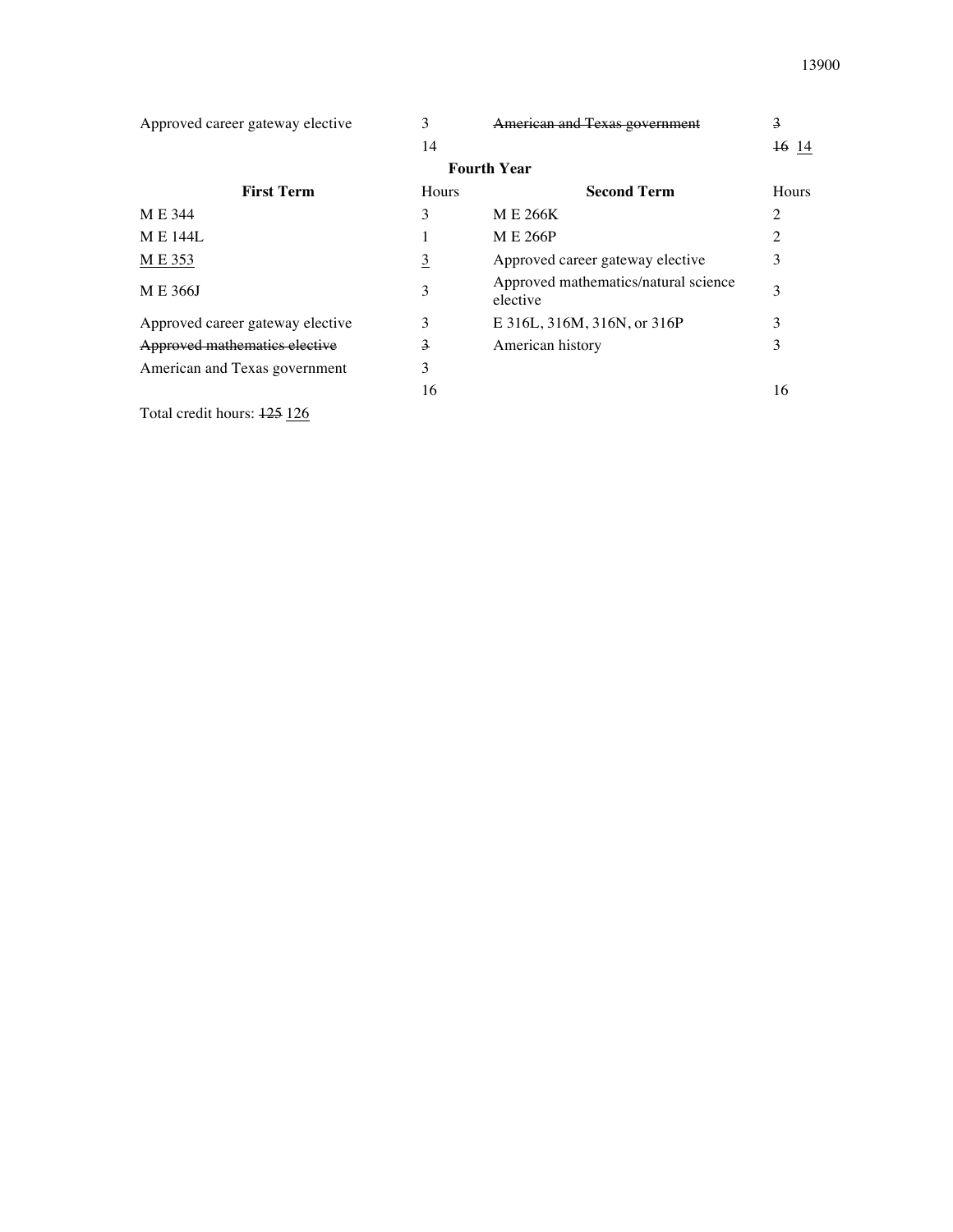| | | | |
|---|---|---|---|
| Approved career gateway elective | 3 | ~~American and Texas government~~ | ~~3~~ |
| | 14 | | ~~16~~ <u>14</u> |

**Fourth Year**

| First Term | Hours | Second Term | Hours |
|---|---|---|---|
| M E 344 | 3 | M E 266K | 2 |
| M E 144L | 1 | M E 266P | 2 |
| <u>M E 353</u> | <u>3</u> | Approved career gateway elective | 3 |
| M E 366J | 3 | Approved mathematics/natural science elective | 3 |
| Approved career gateway elective | 3 | E 316L, 316M, 316N, or 316P | 3 |
| ~~Approved mathematics elective~~ | ~~3~~ | American history | 3 |
| American and Texas government | 3 | | |
| | 16 | | 16 |

Total credit hours: ~~125~~ <u>126</u>